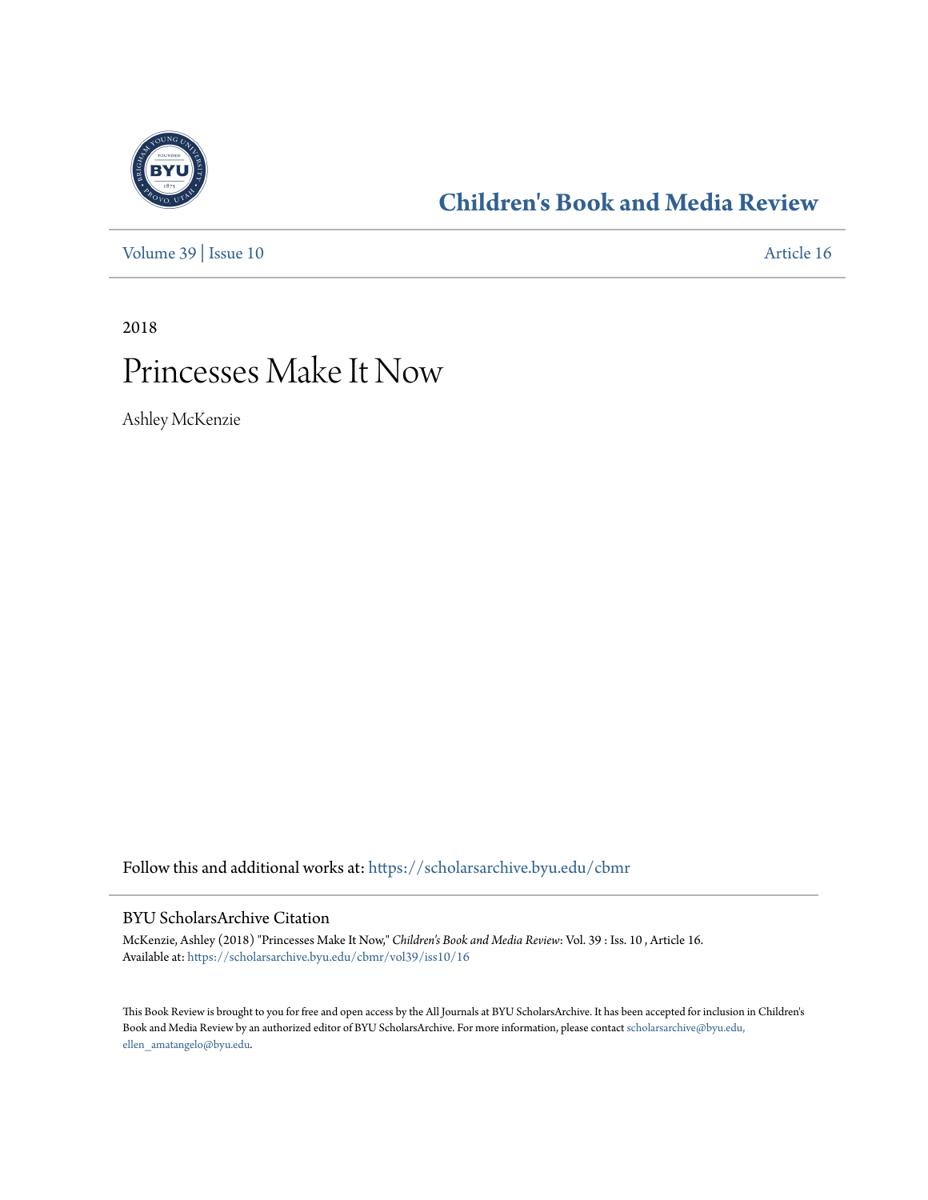# Children's Book and Media Review

Volume 39 | Issue 10 Article 16

2018

# Princesses Make It Now

Ashley McKenzie

Follow this and additional works at: https://scholarsarchive.byu.edu/cbmr

## BYU ScholarsArchive Citation

McKenzie, Ashley (2018) "Princesses Make It Now," *Children's Book and Media Review*: Vol. 39 : Iss. 10 , Article 16.
Available at: https://scholarsarchive.byu.edu/cbmr/vol39/iss10/16

This Book Review is brought to you for free and open access by the All Journals at BYU ScholarsArchive. It has been accepted for inclusion in Children's Book and Media Review by an authorized editor of BYU ScholarsArchive. For more information, please contact scholarsarchive@byu.edu, ellen_amatangelo@byu.edu.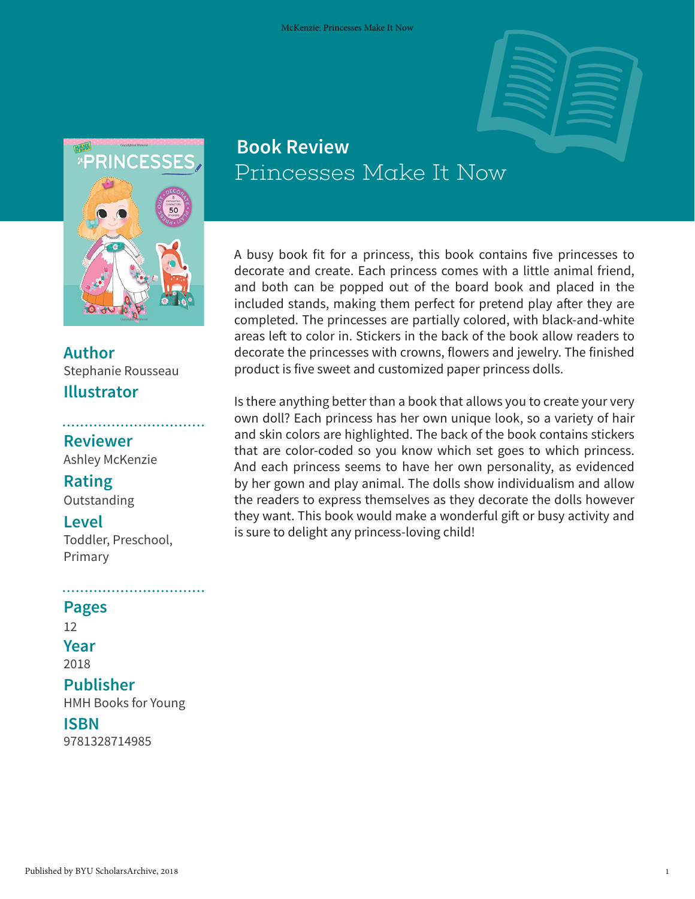# Book Review

## Princesses Make It Now

**Author**
Stephanie Rousseau

**Illustrator**

**Reviewer**
Ashley McKenzie

**Rating**
Outstanding

**Level**
Toddler, Preschool, Primary

**Pages**
12

**Year**
2018

**Publisher**
HMH Books for Young

**ISBN**
9781328714985

A busy book fit for a princess, this book contains five princesses to decorate and create. Each princess comes with a little animal friend, and both can be popped out of the board book and placed in the included stands, making them perfect for pretend play after they are completed. The princesses are partially colored, with black-and-white areas left to color in. Stickers in the back of the book allow readers to decorate the princesses with crowns, flowers and jewelry. The finished product is five sweet and customized paper princess dolls.

Is there anything better than a book that allows you to create your very own doll? Each princess has her own unique look, so a variety of hair and skin colors are highlighted. The back of the book contains stickers that are color-coded so you know which set goes to which princess. And each princess seems to have her own personality, as evidenced by her gown and play animal. The dolls show individualism and allow the readers to express themselves as they decorate the dolls however they want. This book would make a wonderful gift or busy activity and is sure to delight any princess-loving child!